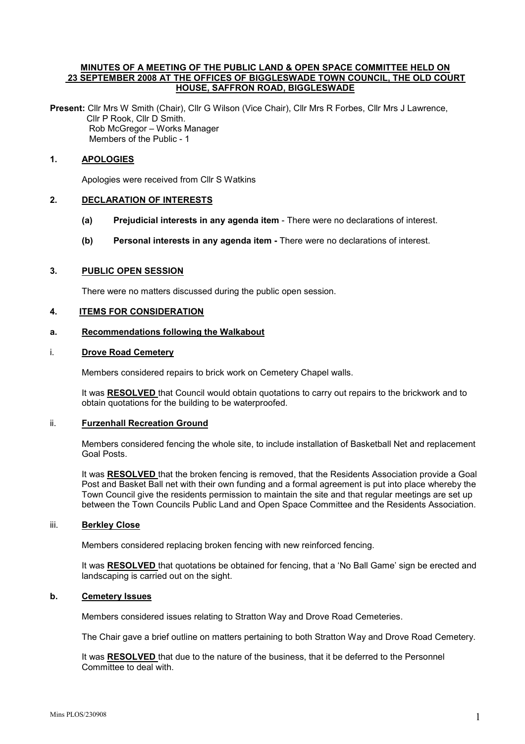# MINUTES OF A MEETING OF THE PUBLIC LAND & OPEN SPACE COMMITTEE HELD ON 23 SEPTEMBER 2008 AT THE OFFICES OF BIGGLESWADE TOWN COUNCIL, THE OLD COURT HOUSE, SAFFRON ROAD, BIGGLESWADE

**Present:** Cllr Mrs W Smith (Chair), Cllr G Wilson (Vice Chair), Cllr Mrs R Forbes, Cllr Mrs J Lawrence, Cllr P Rook, Cllr D Smith.
Rob McGregor – Works Manager
Members of the Public - 1

## 1. APOLOGIES

Apologies were received from Cllr S Watkins

## 2. DECLARATION OF INTERESTS

**(a) Prejudicial interests in any agenda item** - There were no declarations of interest.

**(b) Personal interests in any agenda item -** There were no declarations of interest.

## 3. PUBLIC OPEN SESSION

There were no matters discussed during the public open session.

## 4. ITEMS FOR CONSIDERATION

### a. Recommendations following the Walkabout

#### i. Drove Road Cemetery

Members considered repairs to brick work on Cemetery Chapel walls.

It was **RESOLVED** that Council would obtain quotations to carry out repairs to the brickwork and to obtain quotations for the building to be waterproofed.

#### ii. Furzenhall Recreation Ground

Members considered fencing the whole site, to include installation of Basketball Net and replacement Goal Posts.

It was **RESOLVED** that the broken fencing is removed, that the Residents Association provide a Goal Post and Basket Ball net with their own funding and a formal agreement is put into place whereby the Town Council give the residents permission to maintain the site and that regular meetings are set up between the Town Councils Public Land and Open Space Committee and the Residents Association.

#### iii. Berkley Close

Members considered replacing broken fencing with new reinforced fencing.

It was **RESOLVED** that quotations be obtained for fencing, that a 'No Ball Game' sign be erected and landscaping is carried out on the sight.

### b. Cemetery Issues

Members considered issues relating to Stratton Way and Drove Road Cemeteries.

The Chair gave a brief outline on matters pertaining to both Stratton Way and Drove Road Cemetery.

It was **RESOLVED** that due to the nature of the business, that it be deferred to the Personnel Committee to deal with.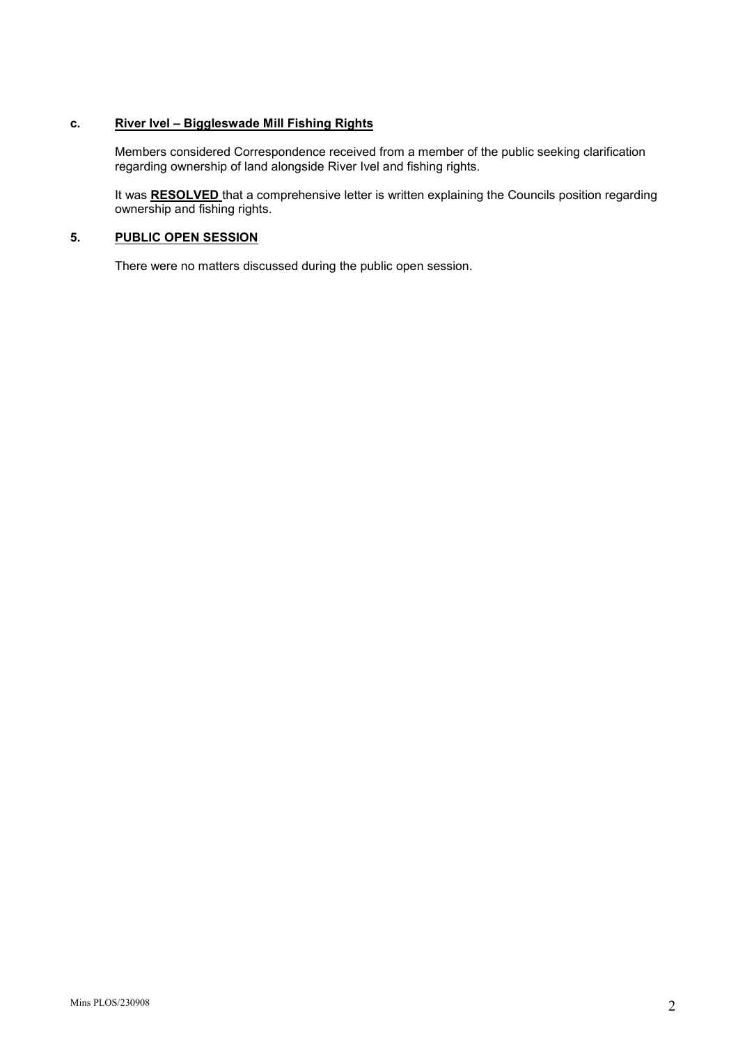**c. River Ivel – Biggleswade Mill Fishing Rights**

Members considered Correspondence received from a member of the public seeking clarification regarding ownership of land alongside River Ivel and fishing rights.

It was **RESOLVED** that a comprehensive letter is written explaining the Councils position regarding ownership and fishing rights.

**5. PUBLIC OPEN SESSION**

There were no matters discussed during the public open session.